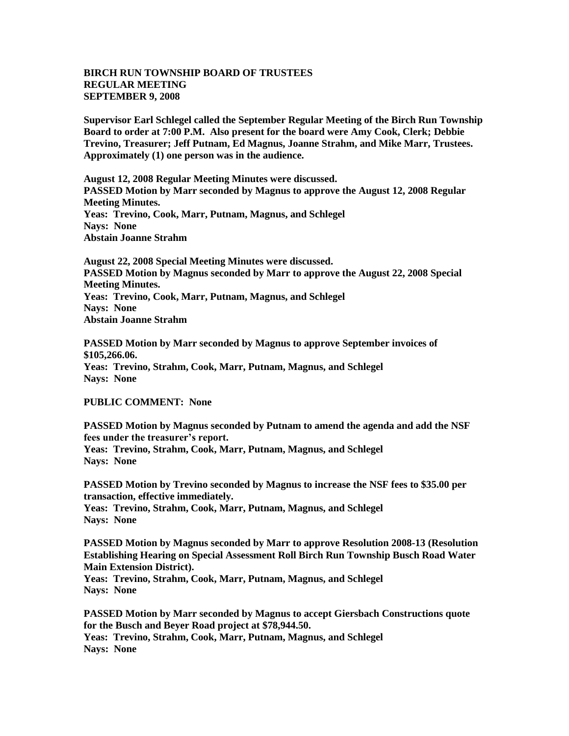**BIRCH RUN TOWNSHIP BOARD OF TRUSTEES**
**REGULAR MEETING**
**SEPTEMBER 9, 2008**

**Supervisor Earl Schlegel called the September Regular Meeting of the Birch Run Township Board to order at 7:00 P.M. Also present for the board were Amy Cook, Clerk; Debbie Trevino, Treasurer; Jeff Putnam, Ed Magnus, Joanne Strahm, and Mike Marr, Trustees. Approximately (1) one person was in the audience.**

**August 12, 2008 Regular Meeting Minutes were discussed.**
**PASSED Motion by Marr seconded by Magnus to approve the August 12, 2008 Regular Meeting Minutes.**
**Yeas: Trevino, Cook, Marr, Putnam, Magnus, and Schlegel**
**Nays: None**
**Abstain Joanne Strahm**

**August 22, 2008 Special Meeting Minutes were discussed.**
**PASSED Motion by Magnus seconded by Marr to approve the August 22, 2008 Special Meeting Minutes.**
**Yeas: Trevino, Cook, Marr, Putnam, Magnus, and Schlegel**
**Nays: None**
**Abstain Joanne Strahm**

**PASSED Motion by Marr seconded by Magnus to approve September invoices of $105,266.06.**
**Yeas: Trevino, Strahm, Cook, Marr, Putnam, Magnus, and Schlegel**
**Nays: None**

**PUBLIC COMMENT: None**

**PASSED Motion by Magnus seconded by Putnam to amend the agenda and add the NSF fees under the treasurer's report.**
**Yeas: Trevino, Strahm, Cook, Marr, Putnam, Magnus, and Schlegel**
**Nays: None**

**PASSED Motion by Trevino seconded by Magnus to increase the NSF fees to $35.00 per transaction, effective immediately.**
**Yeas: Trevino, Strahm, Cook, Marr, Putnam, Magnus, and Schlegel**
**Nays: None**

**PASSED Motion by Magnus seconded by Marr to approve Resolution 2008-13 (Resolution Establishing Hearing on Special Assessment Roll Birch Run Township Busch Road Water Main Extension District).**
**Yeas: Trevino, Strahm, Cook, Marr, Putnam, Magnus, and Schlegel**
**Nays: None**

**PASSED Motion by Marr seconded by Magnus to accept Giersbach Constructions quote for the Busch and Beyer Road project at $78,944.50.**
**Yeas: Trevino, Strahm, Cook, Marr, Putnam, Magnus, and Schlegel**
**Nays: None**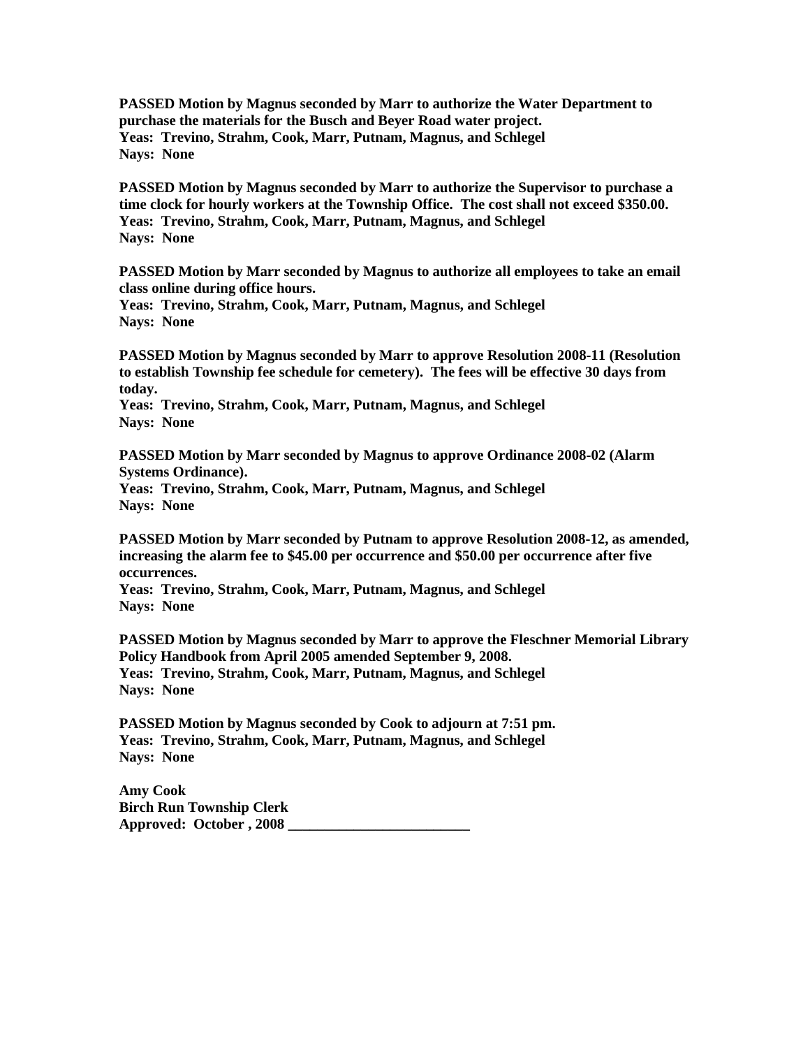**PASSED Motion by Magnus seconded by Marr to authorize the Water Department to purchase the materials for the Busch and Beyer Road water project.**
**Yeas: Trevino, Strahm, Cook, Marr, Putnam, Magnus, and Schlegel**
**Nays: None**

**PASSED Motion by Magnus seconded by Marr to authorize the Supervisor to purchase a time clock for hourly workers at the Township Office. The cost shall not exceed $350.00.**
**Yeas: Trevino, Strahm, Cook, Marr, Putnam, Magnus, and Schlegel**
**Nays: None**

**PASSED Motion by Marr seconded by Magnus to authorize all employees to take an email class online during office hours.**
**Yeas: Trevino, Strahm, Cook, Marr, Putnam, Magnus, and Schlegel**
**Nays: None**

**PASSED Motion by Magnus seconded by Marr to approve Resolution 2008-11 (Resolution to establish Township fee schedule for cemetery). The fees will be effective 30 days from today.**
**Yeas: Trevino, Strahm, Cook, Marr, Putnam, Magnus, and Schlegel**
**Nays: None**

**PASSED Motion by Marr seconded by Magnus to approve Ordinance 2008-02 (Alarm Systems Ordinance).**
**Yeas: Trevino, Strahm, Cook, Marr, Putnam, Magnus, and Schlegel**
**Nays: None**

**PASSED Motion by Marr seconded by Putnam to approve Resolution 2008-12, as amended, increasing the alarm fee to $45.00 per occurrence and $50.00 per occurrence after five occurrences.**
**Yeas: Trevino, Strahm, Cook, Marr, Putnam, Magnus, and Schlegel**
**Nays: None**

**PASSED Motion by Magnus seconded by Marr to approve the Fleschner Memorial Library Policy Handbook from April 2005 amended September 9, 2008.**
**Yeas: Trevino, Strahm, Cook, Marr, Putnam, Magnus, and Schlegel**
**Nays: None**

**PASSED Motion by Magnus seconded by Cook to adjourn at 7:51 pm.**
**Yeas: Trevino, Strahm, Cook, Marr, Putnam, Magnus, and Schlegel**
**Nays: None**

**Amy Cook**
**Birch Run Township Clerk**
**Approved: October , 2008 _________________________**